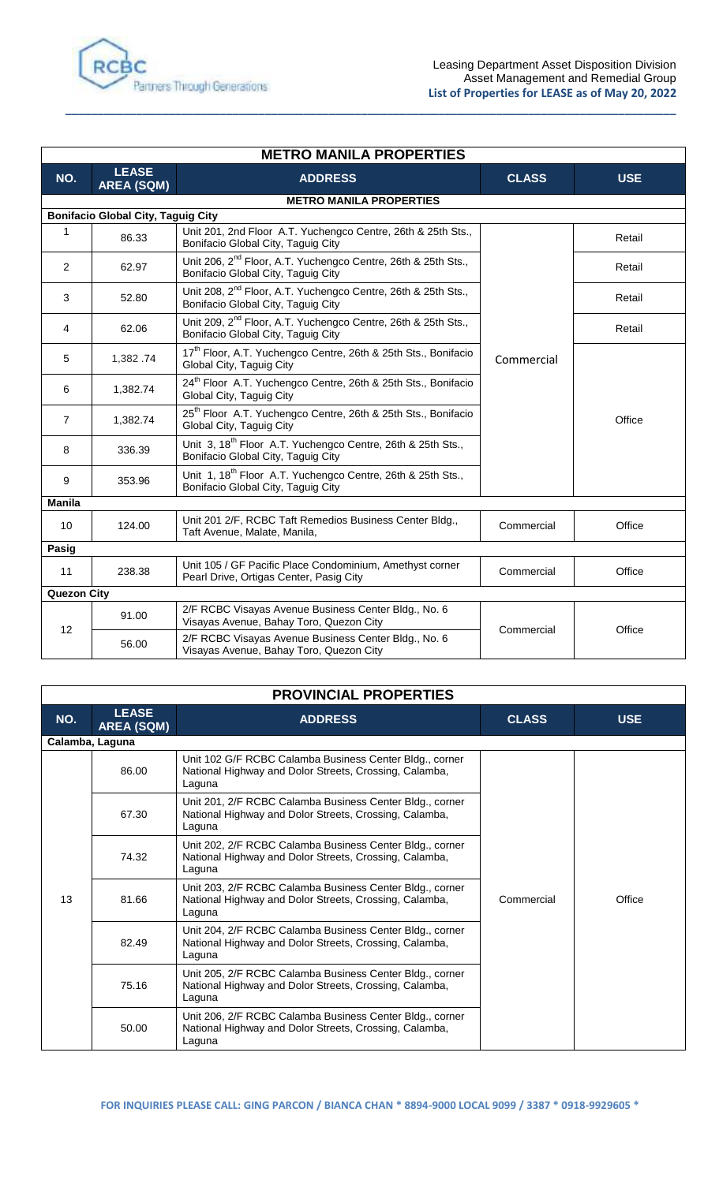Leasing Department Asset Disposition Division
Asset Management and Remedial Group
**List of Properties for LEASE as of May 20, 2022**

## METRO MANILA PROPERTIES

| NO. | LEASE AREA (SQM) | ADDRESS | CLASS | USE |
|---|---|---|---|---|
| | | **METRO MANILA PROPERTIES** | | |
| **Bonifacio Global City, Taguig City** | | | | |
| 1 | 86.33 | Unit 201, 2nd Floor A.T. Yuchengco Centre, 26th & 25th Sts., Bonifacio Global City, Taguig City | Commercial | Retail |
| 2 | 62.97 | Unit 206, 2nd Floor, A.T. Yuchengco Centre, 26th & 25th Sts., Bonifacio Global City, Taguig City | Commercial | Retail |
| 3 | 52.80 | Unit 208, 2nd Floor, A.T. Yuchengco Centre, 26th & 25th Sts., Bonifacio Global City, Taguig City | Commercial | Retail |
| 4 | 62.06 | Unit 209, 2nd Floor, A.T. Yuchengco Centre, 26th & 25th Sts., Bonifacio Global City, Taguig City | Commercial | Retail |
| 5 | 1,382 .74 | 17th Floor, A.T. Yuchengco Centre, 26th & 25th Sts., Bonifacio Global City, Taguig City | Commercial | Office |
| 6 | 1,382.74 | 24th Floor A.T. Yuchengco Centre, 26th & 25th Sts., Bonifacio Global City, Taguig City | Commercial | Office |
| 7 | 1,382.74 | 25th Floor A.T. Yuchengco Centre, 26th & 25th Sts., Bonifacio Global City, Taguig City | Commercial | Office |
| 8 | 336.39 | Unit 3, 18th Floor A.T. Yuchengco Centre, 26th & 25th Sts., Bonifacio Global City, Taguig City | Commercial | Office |
| 9 | 353.96 | Unit 1, 18th Floor A.T. Yuchengco Centre, 26th & 25th Sts., Bonifacio Global City, Taguig City | Commercial | Office |
| **Manila** | | | | |
| 10 | 124.00 | Unit 201 2/F, RCBC Taft Remedios Business Center Bldg., Taft Avenue, Malate, Manila, | Commercial | Office |
| **Pasig** | | | | |
| 11 | 238.38 | Unit 105 / GF Pacific Place Condominium, Amethyst corner Pearl Drive, Ortigas Center, Pasig City | Commercial | Office |
| **Quezon City** | | | | |
| 12 | 91.00 | 2/F RCBC Visayas Avenue Business Center Bldg., No. 6 Visayas Avenue, Bahay Toro, Quezon City | Commercial | Office |
| | 56.00 | 2/F RCBC Visayas Avenue Business Center Bldg., No. 6 Visayas Avenue, Bahay Toro, Quezon City | | |

## PROVINCIAL PROPERTIES

| NO. | LEASE AREA (SQM) | ADDRESS | CLASS | USE |
|---|---|---|---|---|
| **Calamba, Laguna** | | | | |
| 13 | 86.00 | Unit 102 G/F RCBC Calamba Business Center Bldg., corner National Highway and Dolor Streets, Crossing, Calamba, Laguna | Commercial | Office |
| | 67.30 | Unit 201, 2/F RCBC Calamba Business Center Bldg., corner National Highway and Dolor Streets, Crossing, Calamba, Laguna | | |
| | 74.32 | Unit 202, 2/F RCBC Calamba Business Center Bldg., corner National Highway and Dolor Streets, Crossing, Calamba, Laguna | | |
| | 81.66 | Unit 203, 2/F RCBC Calamba Business Center Bldg., corner National Highway and Dolor Streets, Crossing, Calamba, Laguna | | |
| | 82.49 | Unit 204, 2/F RCBC Calamba Business Center Bldg., corner National Highway and Dolor Streets, Crossing, Calamba, Laguna | | |
| | 75.16 | Unit 205, 2/F RCBC Calamba Business Center Bldg., corner National Highway and Dolor Streets, Crossing, Calamba, Laguna | | |
| | 50.00 | Unit 206, 2/F RCBC Calamba Business Center Bldg., corner National Highway and Dolor Streets, Crossing, Calamba, Laguna | | |

**FOR INQUIRIES PLEASE CALL: GING PARCON / BIANCA CHAN * 8894-9000 LOCAL 9099 / 3387 * 0918-9929605 ***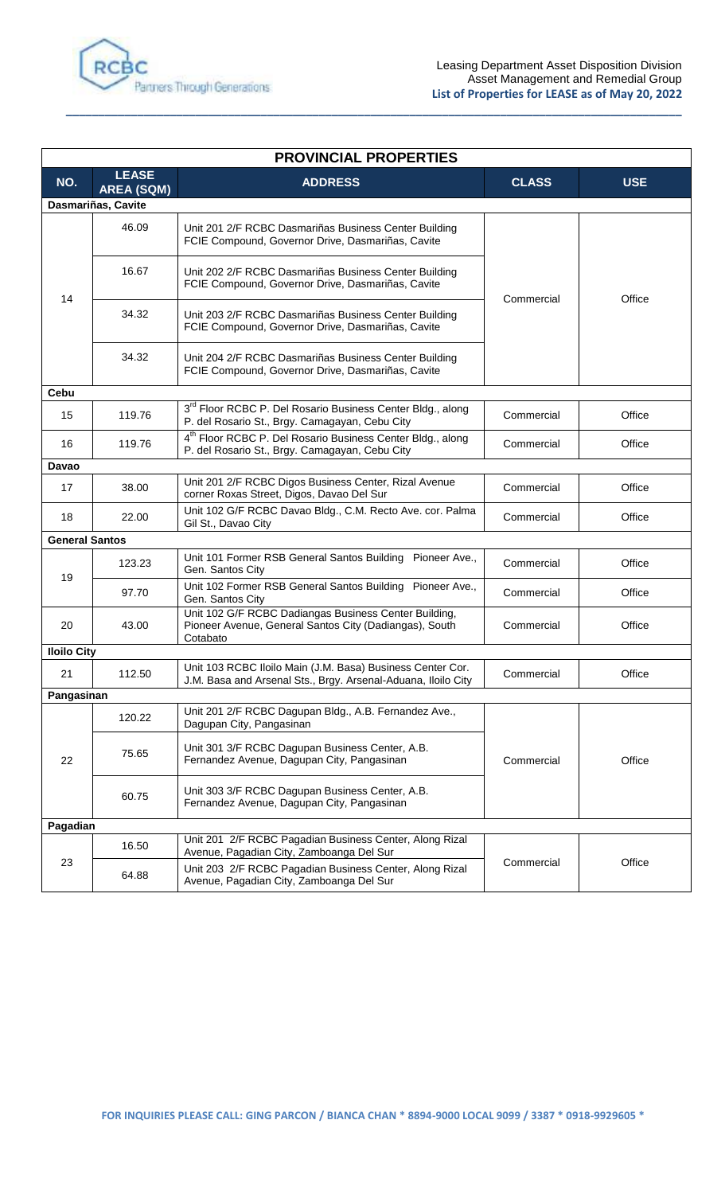Leasing Department Asset Disposition Division
Asset Management and Remedial Group
**List of Properties for LEASE as of May 20, 2022**

| PROVINCIAL PROPERTIES | | | | |
|---|---|---|---|---|
| **NO.** | **LEASE AREA (SQM)** | **ADDRESS** | **CLASS** | **USE** |
| **Dasmariñas, Cavite** | | | | |
| 14 | 46.09 | Unit 201 2/F RCBC Dasmariñas Business Center Building FCIE Compound, Governor Drive, Dasmariñas, Cavite | Commercial | Office |
| | 16.67 | Unit 202 2/F RCBC Dasmariñas Business Center Building FCIE Compound, Governor Drive, Dasmariñas, Cavite | | |
| | 34.32 | Unit 203 2/F RCBC Dasmariñas Business Center Building FCIE Compound, Governor Drive, Dasmariñas, Cavite | | |
| | 34.32 | Unit 204 2/F RCBC Dasmariñas Business Center Building FCIE Compound, Governor Drive, Dasmariñas, Cavite | | |
| **Cebu** | | | | |
| 15 | 119.76 | 3rd Floor RCBC P. Del Rosario Business Center Bldg., along P. del Rosario St., Brgy. Camagayan, Cebu City | Commercial | Office |
| 16 | 119.76 | 4th Floor RCBC P. Del Rosario Business Center Bldg., along P. del Rosario St., Brgy. Camagayan, Cebu City | Commercial | Office |
| **Davao** | | | | |
| 17 | 38.00 | Unit 201 2/F RCBC Digos Business Center, Rizal Avenue corner Roxas Street, Digos, Davao Del Sur | Commercial | Office |
| 18 | 22.00 | Unit 102 G/F RCBC Davao Bldg., C.M. Recto Ave. cor. Palma Gil St., Davao City | Commercial | Office |
| **General Santos** | | | | |
| 19 | 123.23 | Unit 101 Former RSB General Santos Building Pioneer Ave., Gen. Santos City | Commercial | Office |
| | 97.70 | Unit 102 Former RSB General Santos Building Pioneer Ave., Gen. Santos City | Commercial | Office |
| 20 | 43.00 | Unit 102 G/F RCBC Dadiangas Business Center Building, Pioneer Ave., General Santos City (Dadiangas), South Cotabato | Commercial | Office |
| **Iloilo City** | | | | |
| 21 | 112.50 | Unit 103 RCBC Iloilo Main (J.M. Basa) Business Center Cor. J.M. Basa and Arsenal Sts., Brgy. Arsenal-Aduana, Iloilo City | Commercial | Office |
| **Pangasinan** | | | | |
| 22 | 120.22 | Unit 201 2/F RCBC Dagupan Bldg., A.B. Fernandez Ave., Dagupan City, Pangasinan | Commercial | Office |
| | 75.65 | Unit 301 3/F RCBC Dagupan Business Center, A.B. Fernandez Avenue, Dagupan City, Pangasinan | | |
| | 60.75 | Unit 303 3/F RCBC Dagupan Business Center, A.B. Fernandez Avenue, Dagupan City, Pangasinan | | |
| **Pagadian** | | | | |
| 23 | 16.50 | Unit 201 2/F RCBC Pagadian Business Center, Along Rizal Avenue, Pagadian City, Zamboanga Del Sur | Commercial | Office |
| | 64.88 | Unit 203 2/F RCBC Pagadian Business Center, Along Rizal Avenue, Pagadian City, Zamboanga Del Sur | | |

**FOR INQUIRIES PLEASE CALL: GING PARCON / BIANCA CHAN * 8894-9000 LOCAL 9099 / 3387 * 0918-9929605 ***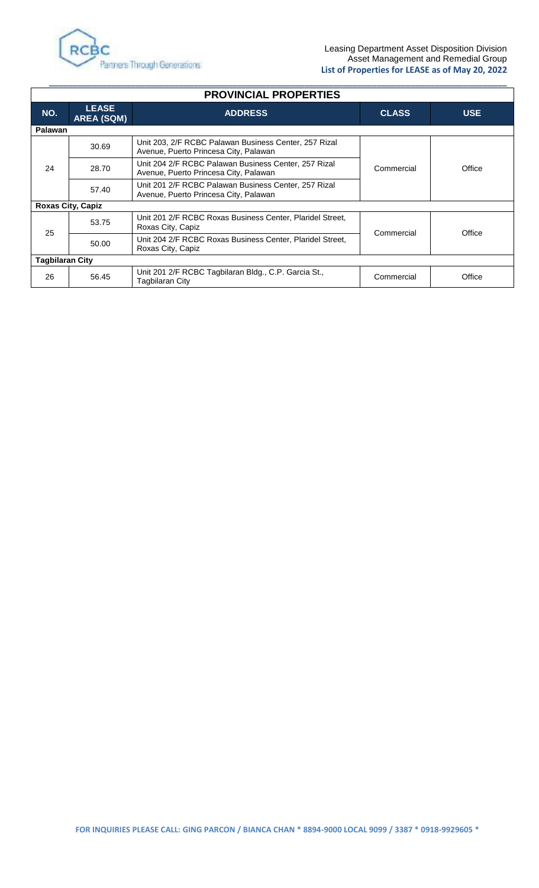Leasing Department Asset Disposition Division
Asset Management and Remedial Group
**List of Properties for LEASE as of May 20, 2022**

## PROVINCIAL PROPERTIES

| NO. | LEASE AREA (SQM) | ADDRESS | CLASS | USE |
|---|---|---|---|---|
| **Palawan** | | | | |
| 24 | 30.69 | Unit 203, 2/F RCBC Palawan Business Center, 257 Rizal Avenue, Puerto Princesa City, Palawan | Commercial | Office |
| | 28.70 | Unit 204 2/F RCBC Palawan Business Center, 257 Rizal Avenue, Puerto Princesa City, Palawan | | |
| | 57.40 | Unit 201 2/F RCBC Palawan Business Center, 257 Rizal Avenue, Puerto Princesa City, Palawan | | |
| **Roxas City, Capiz** | | | | |
| 25 | 53.75 | Unit 201 2/F RCBC Roxas Business Center, Plaridel Street, Roxas City, Capiz | Commercial | Office |
| | 50.00 | Unit 204 2/F RCBC Roxas Business Center, Plaridel Street, Roxas City, Capiz | | |
| **Tagbilaran City** | | | | |
| 26 | 56.45 | Unit 201 2/F RCBC Tagbilaran Bldg., C.P. Garcia St., Tagbilaran City | Commercial | Office |

**FOR INQUIRIES PLEASE CALL: GING PARCON / BIANCA CHAN * 8894-9000 LOCAL 9099 / 3387 * 0918-9929605 ***